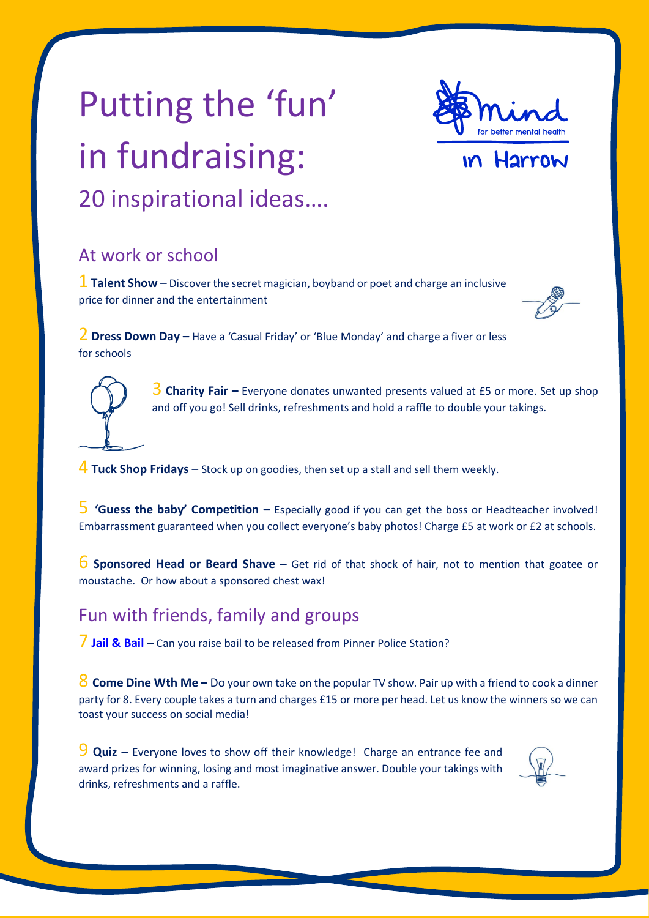# Putting the 'fun' in fundraising:

## 20 inspirational ideas….

mind for better mental health in Harrow

## At work or school

1 **Talent Show** – Discover the secret magician, boyband or poet and charge an inclusive price for dinner and the entertainment

2 **Dress Down Day –** Have a 'Casual Friday' or 'Blue Monday' and charge a fiver or less for schools

3 **Charity Fair –** Everyone donates unwanted presents valued at £5 or more. Set up shop and off you go! Sell drinks, refreshments and hold a raffle to double your takings.

4 **Tuck Shop Fridays** – Stock up on goodies, then set up a stall and sell them weekly.

5 **'Guess the baby' Competition –** Especially good if you can get the boss or Headteacher involved! Embarrassment guaranteed when you collect everyone's baby photos! Charge £5 at work or £2 at schools.

6 **Sponsored Head or Beard Shave –** Get rid of that shock of hair, not to mention that goatee or moustache. Or how about a sponsored chest wax!

## Fun with friends, family and groups

7 **Jail & Bail –** Can you raise bail to be released from Pinner Police Station?

8 **Come Dine Wth Me –** Do your own take on the popular TV show. Pair up with a friend to cook a dinner party for 8. Every couple takes a turn and charges £15 or more per head. Let us know the winners so we can toast your success on social media!

9 **Quiz –** Everyone loves to show off their knowledge! Charge an entrance fee and award prizes for winning, losing and most imaginative answer. Double your takings with drinks, refreshments and a raffle.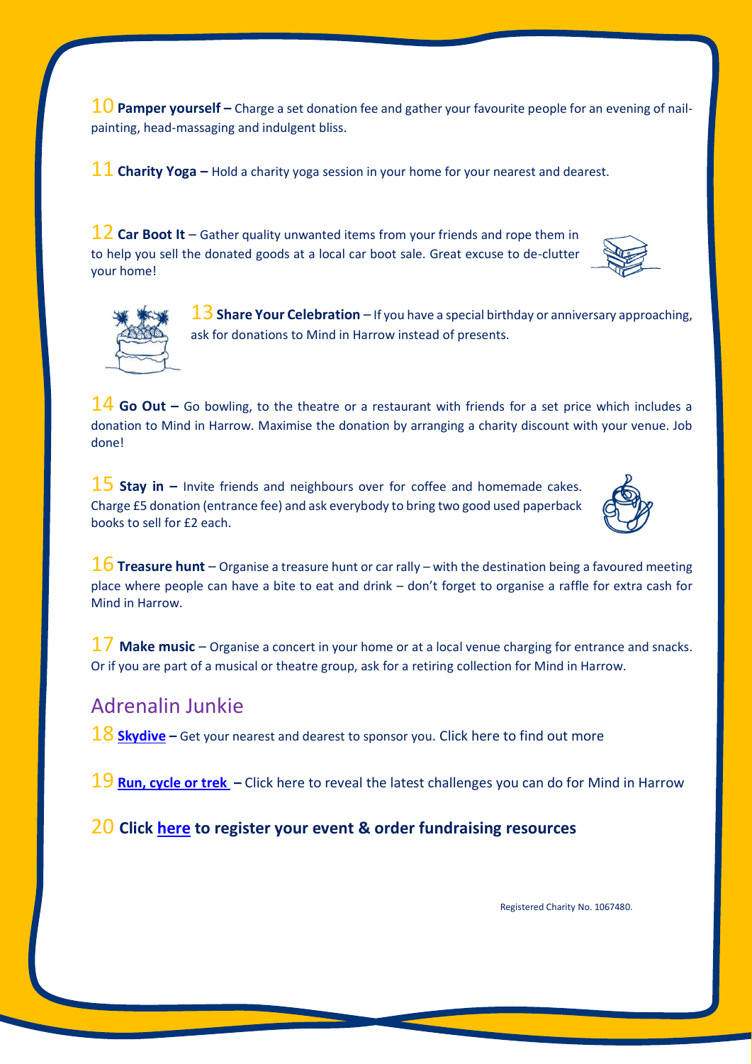10 **Pamper yourself –** Charge a set donation fee and gather your favourite people for an evening of nail-painting, head-massaging and indulgent bliss.

11 **Charity Yoga –** Hold a charity yoga session in your home for your nearest and dearest.

12 **Car Boot It** – Gather quality unwanted items from your friends and rope them in to help you sell the donated goods at a local car boot sale. Great excuse to de-clutter your home!

13 **Share Your Celebration** – If you have a special birthday or anniversary approaching, ask for donations to Mind in Harrow instead of presents.

14 **Go Out –** Go bowling, to the theatre or a restaurant with friends for a set price which includes a donation to Mind in Harrow. Maximise the donation by arranging a charity discount with your venue. Job done!

15 **Stay in –** Invite friends and neighbours over for coffee and homemade cakes. Charge £5 donation (entrance fee) and ask everybody to bring two good used paperback books to sell for £2 each.

16 **Treasure hunt** – Organise a treasure hunt or car rally – with the destination being a favoured meeting place where people can have a bite to eat and drink – don't forget to organise a raffle for extra cash for Mind in Harrow.

17 **Make music** – Organise a concert in your home or at a local venue charging for entrance and snacks. Or if you are part of a musical or theatre group, ask for a retiring collection for Mind in Harrow.

## Adrenalin Junkie

18 **Skydive –** Get your nearest and dearest to sponsor you. Click here to find out more

19 **Run, cycle or trek –** Click here to reveal the latest challenges you can do for Mind in Harrow

20 **Click here to register your event & order fundraising resources**

Registered Charity No. 1067480.